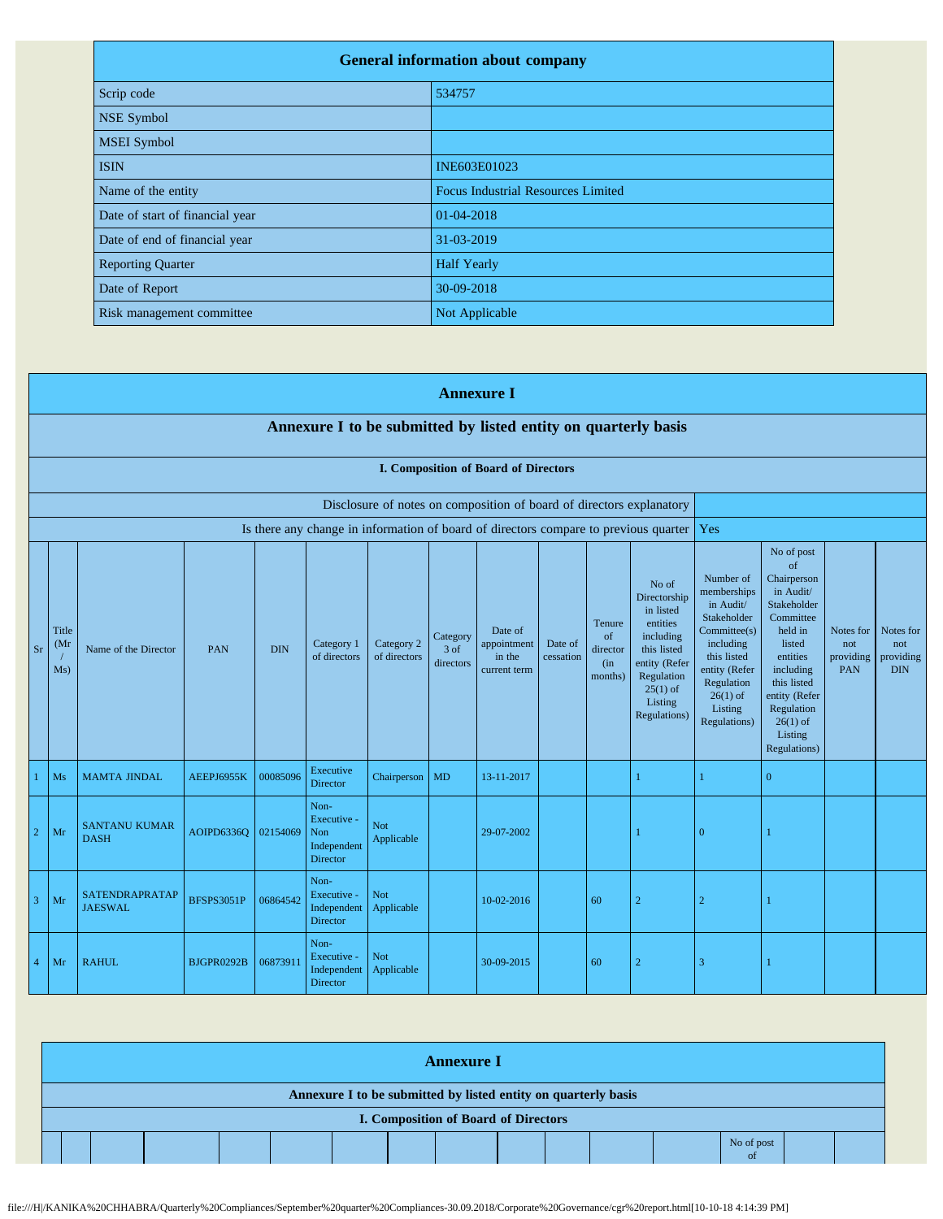| General information about company | |
|---|---|
| Scrip code | 534757 |
| NSE Symbol | |
| MSEI Symbol | |
| ISIN | INE603E01023 |
| Name of the entity | Focus Industrial Resources Limited |
| Date of start of financial year | 01-04-2018 |
| Date of end of financial year | 31-03-2019 |
| Reporting Quarter | Half Yearly |
| Date of Report | 30-09-2018 |
| Risk management committee | Not Applicable |

## Annexure I

### Annexure I to be submitted by listed entity on quarterly basis

#### I. Composition of Board of Directors

| Disclosure of notes on composition of board of directors explanatory | |
|---|---|
| Is there any change in information of board of directors compare to previous quarter | Yes |

| Sr | Title (Mr / Ms) | Name of the Director | PAN | DIN | Category 1 of directors | Category 2 of directors | Category 3 of directors | Date of appointment in the current term | Date of cessation | Tenure of director (in months) | No of Directorship in listed entities including this listed entity (Refer Regulation 25(1) of Listing Regulations) | Number of memberships in Audit/ Stakeholder Committee(s) including this listed entity (Refer Regulation 26(1) of Listing Regulations) | No of post of Chairperson in Audit/ Stakeholder Committee held in listed entities including this listed entity (Refer Regulation 26(1) of Listing Regulations) | Notes for not providing PAN | Notes for not providing DIN |
|---|---|---|---|---|---|---|---|---|---|---|---|---|---|---|---|
| 1 | Ms | MAMTA JINDAL | AEEPJ6955K | 00085096 | Executive Director | Chairperson | MD | 13-11-2017 | | | 1 | 1 | 0 | | |
| 2 | Mr | SANTANU KUMAR DASH | AOIPD6336Q | 02154069 | Non-Executive - Non Independent Director | Not Applicable | | 29-07-2002 | | | 1 | 0 | 1 | | |
| 3 | Mr | SATENDRAPRATAP JAESWAL | BFSPS3051P | 06864542 | Non-Executive - Independent Director | Not Applicable | | 10-02-2016 | | 60 | 2 | 2 | 1 | | |
| 4 | Mr | RAHUL | BJGPR0292B | 06873911 | Non-Executive - Independent Director | Not Applicable | | 30-09-2015 | | 60 | 2 | 3 | 1 | | |

## Annexure I

### Annexure I to be submitted by listed entity on quarterly basis

#### I. Composition of Board of Directors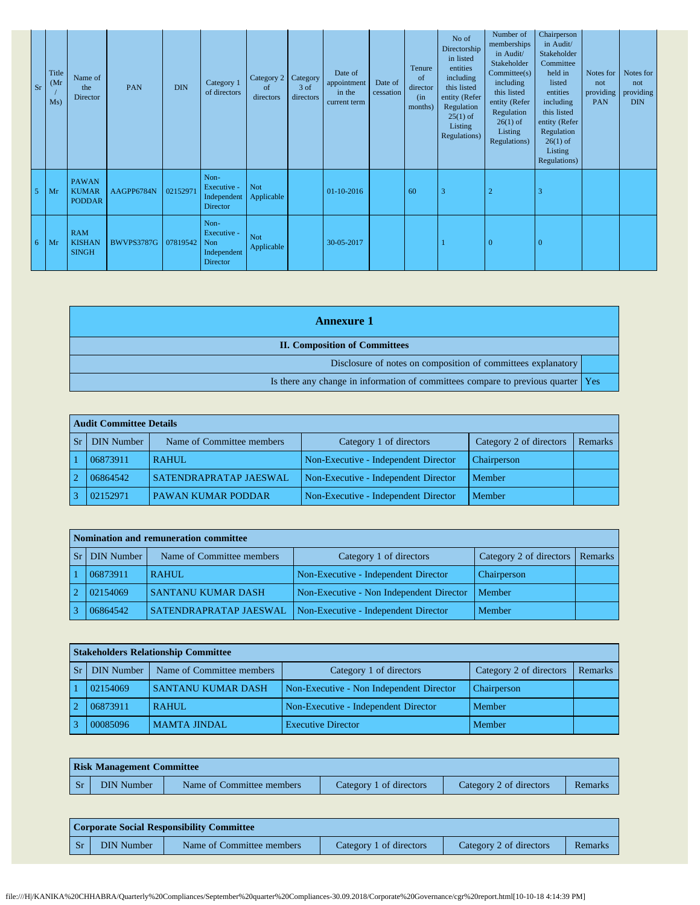| Sr | Title (Mr / Ms) | Name of the Director | PAN | DIN | Category 1 of directors | Category 2 of directors | Category 3 of directors | Date of appointment in the current term | Date of cessation | Tenure of director (in months) | No of Directorship in listed entities including this listed entity (Refer Regulation 25(1) of Listing Regulations) | Number of memberships in Audit/ Stakeholder Committee(s) including this listed entity (Refer Regulation 26(1) of Listing Regulations) | Chairperson in Audit/ Stakeholder Committee held in listed entities including this listed entity (Refer Regulation 26(1) of Listing Regulations) | Notes for not providing PAN | Notes for not providing DIN |
|---|---|---|---|---|---|---|---|---|---|---|---|---|---|---|---|
| 5 | Mr | PAWAN KUMAR PODDAR | AAGPP6784N | 02152971 | Non-Executive - Independent Director | Not Applicable | | 01-10-2016 | | 60 | 3 | 2 | 3 | | |
| 6 | Mr | RAM KISHAN SINGH | BWVPS3787G | 07819542 | Non-Executive - Non Independent Director | Not Applicable | | 30-05-2017 | | | 1 | 0 | 0 | | |

## Annexure 1

### II. Composition of Committees

| | |
|---|---|
| Disclosure of notes on composition of committees explanatory | |
| Is there any change in information of committees compare to previous quarter | Yes |

**Audit Committee Details**

| Sr | DIN Number | Name of Committee members | Category 1 of directors | Category 2 of directors | Remarks |
|---|---|---|---|---|---|
| 1 | 06873911 | RAHUL | Non-Executive - Independent Director | Chairperson | |
| 2 | 06864542 | SATENDRAPRATAP JAESWAL | Non-Executive - Independent Director | Member | |
| 3 | 02152971 | PAWAN KUMAR PODDAR | Non-Executive - Independent Director | Member | |

**Nomination and remuneration committee**

| Sr | DIN Number | Name of Committee members | Category 1 of directors | Category 2 of directors | Remarks |
|---|---|---|---|---|---|
| 1 | 06873911 | RAHUL | Non-Executive - Independent Director | Chairperson | |
| 2 | 02154069 | SANTANU KUMAR DASH | Non-Executive - Non Independent Director | Member | |
| 3 | 06864542 | SATENDRAPRATAP JAESWAL | Non-Executive - Independent Director | Member | |

**Stakeholders Relationship Committee**

| Sr | DIN Number | Name of Committee members | Category 1 of directors | Category 2 of directors | Remarks |
|---|---|---|---|---|---|
| 1 | 02154069 | SANTANU KUMAR DASH | Non-Executive - Non Independent Director | Chairperson | |
| 2 | 06873911 | RAHUL | Non-Executive - Independent Director | Member | |
| 3 | 00085096 | MAMTA JINDAL | Executive Director | Member | |

**Risk Management Committee**

| Sr | DIN Number | Name of Committee members | Category 1 of directors | Category 2 of directors | Remarks |
|---|---|---|---|---|---|

**Corporate Social Responsibility Committee**

| Sr | DIN Number | Name of Committee members | Category 1 of directors | Category 2 of directors | Remarks |
|---|---|---|---|---|---|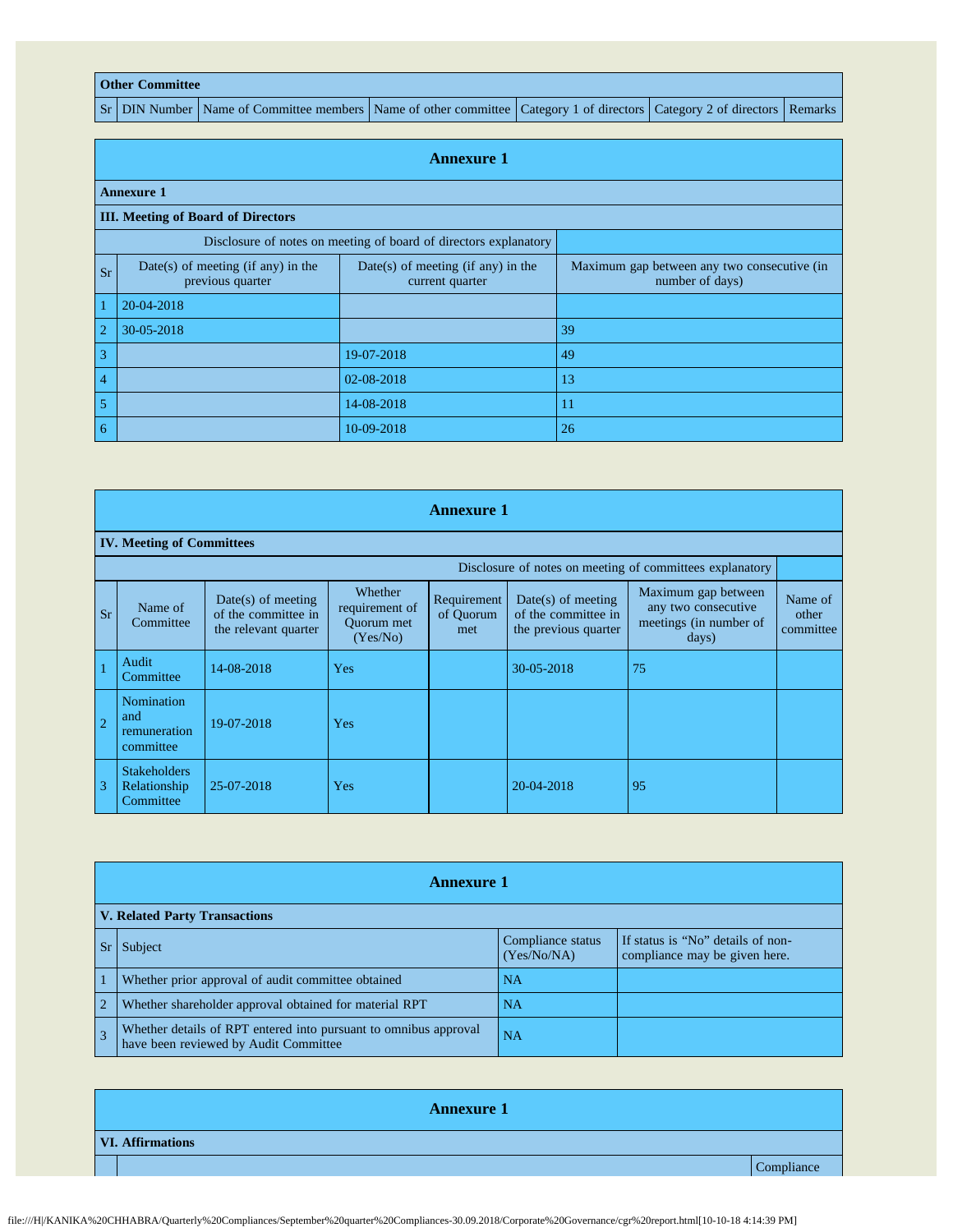| Other Committee | | | | | | |
|---|---|---|---|---|---|---|
| Sr | DIN Number | Name of Committee members | Name of other committee | Category 1 of directors | Category 2 of directors | Remarks |

## Annexure 1

**Annexure 1**

**III. Meeting of Board of Directors**

| Sr | Date(s) of meeting (if any) in the previous quarter | Date(s) of meeting (if any) in the current quarter | Maximum gap between any two consecutive (in number of days) |
|---|---|---|---|
| | Disclosure of notes on meeting of board of directors explanatory | | |
| 1 | 20-04-2018 | | |
| 2 | 30-05-2018 | | 39 |
| 3 | | 19-07-2018 | 49 |
| 4 | | 02-08-2018 | 13 |
| 5 | | 14-08-2018 | 11 |
| 6 | | 10-09-2018 | 26 |

## Annexure 1

**IV. Meeting of Committees**

| Sr | Name of Committee | Date(s) of meeting of the committee in the relevant quarter | Whether requirement of Quorum met (Yes/No) | Requirement of Quorum met | Date(s) of meeting of the committee in the previous quarter | Maximum gap between any two consecutive meetings (in number of days) | Name of other committee |
|---|---|---|---|---|---|---|---|
| | Disclosure of notes on meeting of committees explanatory | | | | | | |
| 1 | Audit Committee | 14-08-2018 | Yes | | 30-05-2018 | 75 | |
| 2 | Nomination and remuneration committee | 19-07-2018 | Yes | | | | |
| 3 | Stakeholders Relationship Committee | 25-07-2018 | Yes | | 20-04-2018 | 95 | |

## Annexure 1

**V. Related Party Transactions**

| Sr | Subject | Compliance status (Yes/No/NA) | If status is "No" details of non-compliance may be given here. |
|---|---|---|---|
| 1 | Whether prior approval of audit committee obtained | NA | |
| 2 | Whether shareholder approval obtained for material RPT | NA | |
| 3 | Whether details of RPT entered into pursuant to omnibus approval have been reviewed by Audit Committee | NA | |

## Annexure 1

**VI. Affirmations**

| | | Compliance |
|---|---|---|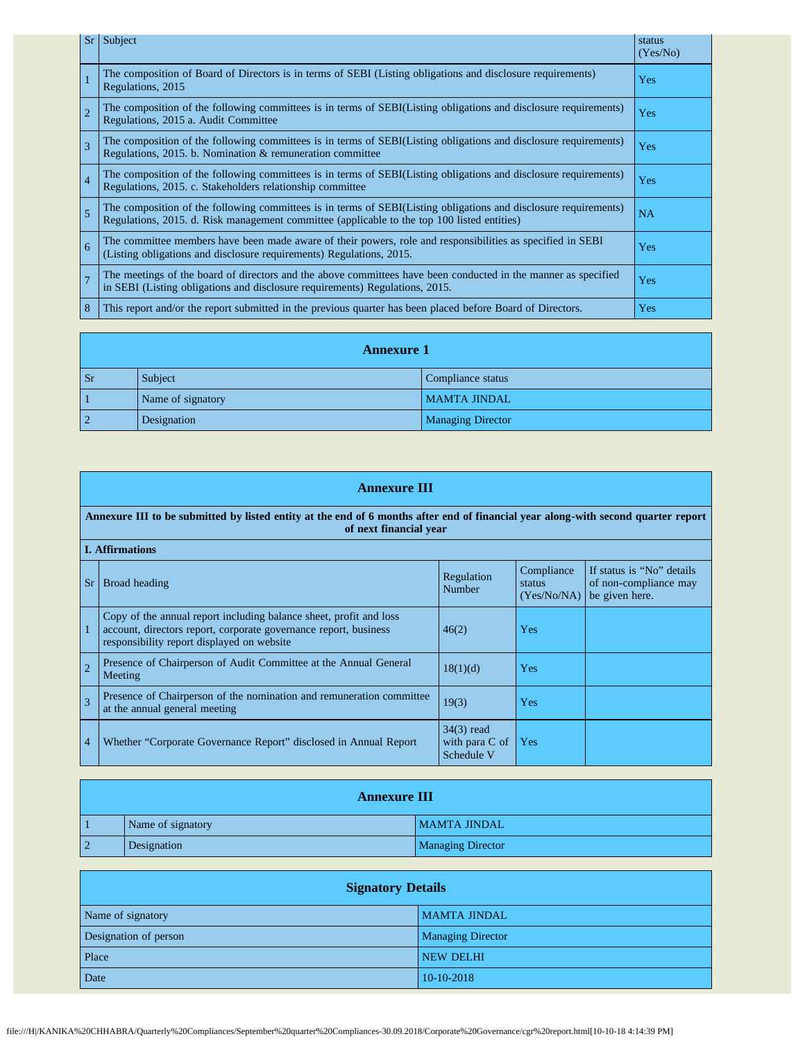| Sr | Subject | status (Yes/No) |
|---|---|---|
| 1 | The composition of Board of Directors is in terms of SEBI (Listing obligations and disclosure requirements) Regulations, 2015 | Yes |
| 2 | The composition of the following committees is in terms of SEBI(Listing obligations and disclosure requirements) Regulations, 2015 a. Audit Committee | Yes |
| 3 | The composition of the following committees is in terms of SEBI(Listing obligations and disclosure requirements) Regulations, 2015. b. Nomination & remuneration committee | Yes |
| 4 | The composition of the following committees is in terms of SEBI(Listing obligations and disclosure requirements) Regulations, 2015. c. Stakeholders relationship committee | Yes |
| 5 | The composition of the following committees is in terms of SEBI(Listing obligations and disclosure requirements) Regulations, 2015. d. Risk management committee (applicable to the top 100 listed entities) | NA |
| 6 | The committee members have been made aware of their powers, role and responsibilities as specified in SEBI (Listing obligations and disclosure requirements) Regulations, 2015. | Yes |
| 7 | The meetings of the board of directors and the above committees have been conducted in the manner as specified in SEBI (Listing obligations and disclosure requirements) Regulations, 2015. | Yes |
| 8 | This report and/or the report submitted in the previous quarter has been placed before Board of Directors. | Yes |

## Annexure 1

| Sr | Subject | Compliance status |
|---|---|---|
| 1 | Name of signatory | MAMTA JINDAL |
| 2 | Designation | Managing Director |

## Annexure III

**Annexure III to be submitted by listed entity at the end of 6 months after end of financial year along-with second quarter report of next financial year**

**I. Affirmations**

| Sr | Broad heading | Regulation Number | Compliance status (Yes/No/NA) | If status is "No" details of non-compliance may be given here. |
|---|---|---|---|---|
| 1 | Copy of the annual report including balance sheet, profit and loss account, directors report, corporate governance report, business responsibility report displayed on website | 46(2) | Yes | |
| 2 | Presence of Chairperson of Audit Committee at the Annual General Meeting | 18(1)(d) | Yes | |
| 3 | Presence of Chairperson of the nomination and remuneration committee at the annual general meeting | 19(3) | Yes | |
| 4 | Whether "Corporate Governance Report" disclosed in Annual Report | 34(3) read with para C of Schedule V | Yes | |

## Annexure III

| | | |
|---|---|---|
| 1 | Name of signatory | MAMTA JINDAL |
| 2 | Designation | Managing Director |

## Signatory Details

| | |
|---|---|
| Name of signatory | MAMTA JINDAL |
| Designation of person | Managing Director |
| Place | NEW DELHI |
| Date | 10-10-2018 |